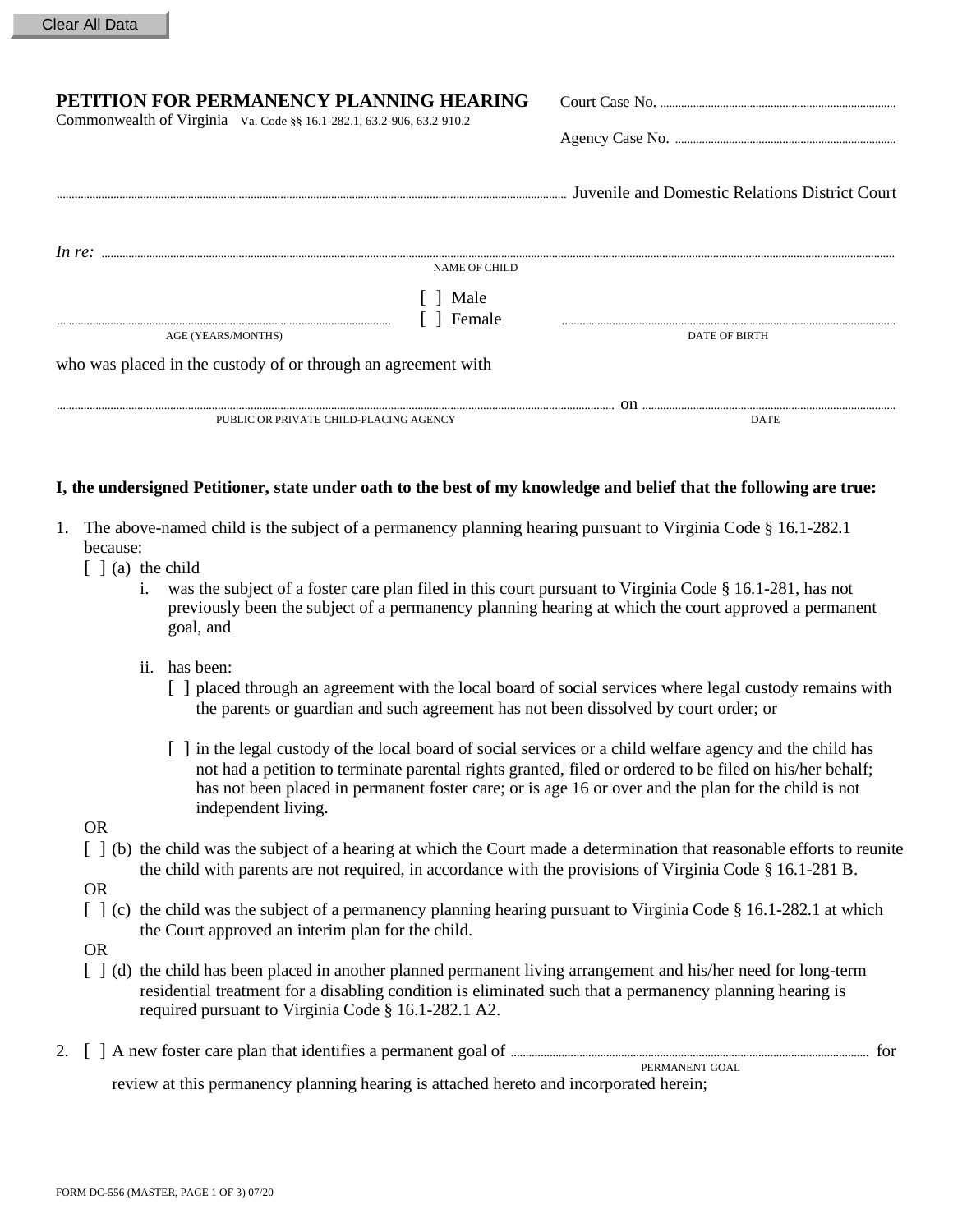Clear All Data

# PETITION FOR PERMANENCY PLANNING HEARING

Commonwealth of Virginia Va. Code §§ 16.1-282.1, 63.2-906, 63.2-910.2

Court Case No. ..........................................

Agency Case No. ..........................................

.......................................................................... Juvenile and Domestic Relations District Court

*In re:* ..........................................................................
NAME OF CHILD

.......................................... [ ] Male [ ] Female ..........................................
AGE (YEARS/MONTHS) DATE OF BIRTH

who was placed in the custody of or through an agreement with

.......................................................................... on ..........................................
PUBLIC OR PRIVATE CHILD-PLACING AGENCY DATE

**I, the undersigned Petitioner, state under oath to the best of my knowledge and belief that the following are true:**

1. The above-named child is the subject of a permanency planning hearing pursuant to Virginia Code § 16.1-282.1 because:

   [ ] (a) the child

   i. was the subject of a foster care plan filed in this court pursuant to Virginia Code § 16.1-281, has not previously been the subject of a permanency planning hearing at which the court approved a permanent goal, and

   ii. has been:

   [ ] placed through an agreement with the local board of social services where legal custody remains with the parents or guardian and such agreement has not been dissolved by court order; or

   [ ] in the legal custody of the local board of social services or a child welfare agency and the child has not had a petition to terminate parental rights granted, filed or ordered to be filed on his/her behalf; has not been placed in permanent foster care; or is age 16 or over and the plan for the child is not independent living.

   OR

   [ ] (b) the child was the subject of a hearing at which the Court made a determination that reasonable efforts to reunite the child with parents are not required, in accordance with the provisions of Virginia Code § 16.1-281 B.

   OR

   [ ] (c) the child was the subject of a permanency planning hearing pursuant to Virginia Code § 16.1-282.1 at which the Court approved an interim plan for the child.

   OR

   [ ] (d) the child has been placed in another planned permanent living arrangement and his/her need for long-term residential treatment for a disabling condition is eliminated such that a permanency planning hearing is required pursuant to Virginia Code § 16.1-282.1 A2.

2. [ ] A new foster care plan that identifies a permanent goal of .......................................... for review at this permanency planning hearing is attached hereto and incorporated herein;
   PERMANENT GOAL

FORM DC-556 (MASTER, PAGE 1 OF 3) 07/20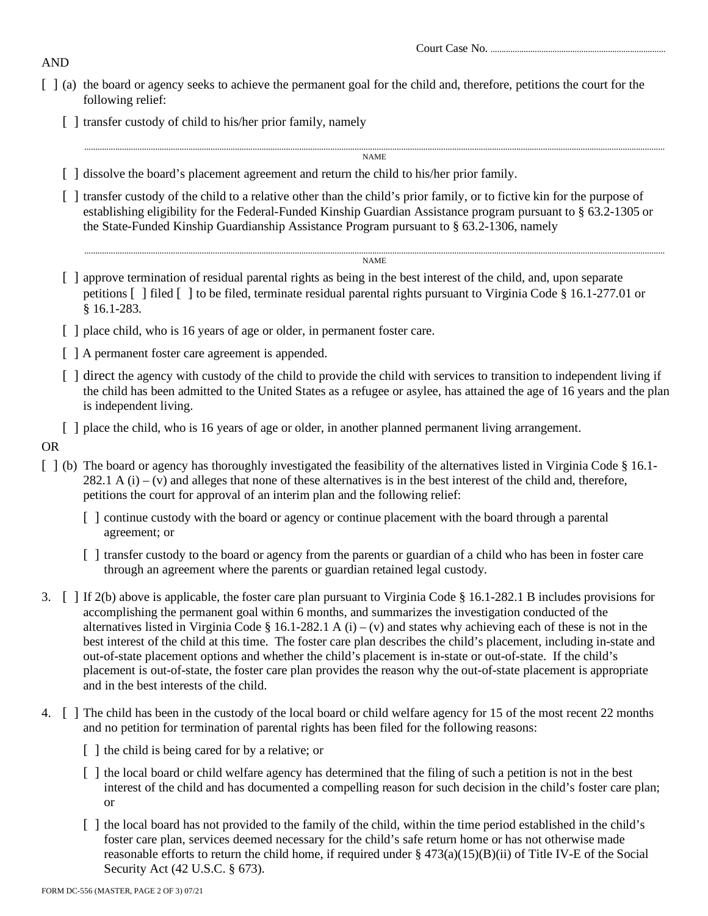Court Case No. ..............................................................................

AND

[ ] (a) the board or agency seeks to achieve the permanent goal for the child and, therefore, petitions the court for the following relief:

[ ] transfer custody of child to his/her prior family, namely

.......................................................................................................................................................................................................
NAME

[ ] dissolve the board's placement agreement and return the child to his/her prior family.

[ ] transfer custody of the child to a relative other than the child's prior family, or to fictive kin for the purpose of establishing eligibility for the Federal-Funded Kinship Guardian Assistance program pursuant to § 63.2-1305 or the State-Funded Kinship Guardianship Assistance Program pursuant to § 63.2-1306, namely

.......................................................................................................................................................................................................
NAME

[ ] approve termination of residual parental rights as being in the best interest of the child, and, upon separate petitions [ ] filed [ ] to be filed, terminate residual parental rights pursuant to Virginia Code § 16.1-277.01 or § 16.1-283.

[ ] place child, who is 16 years of age or older, in permanent foster care.

[ ] A permanent foster care agreement is appended.

[ ] direct the agency with custody of the child to provide the child with services to transition to independent living if the child has been admitted to the United States as a refugee or asylee, has attained the age of 16 years and the plan is independent living.

[ ] place the child, who is 16 years of age or older, in another planned permanent living arrangement.

OR

[ ] (b) The board or agency has thoroughly investigated the feasibility of the alternatives listed in Virginia Code § 16.1-282.1 A (i) – (v) and alleges that none of these alternatives is in the best interest of the child and, therefore, petitions the court for approval of an interim plan and the following relief:

[ ] continue custody with the board or agency or continue placement with the board through a parental agreement; or

[ ] transfer custody to the board or agency from the parents or guardian of a child who has been in foster care through an agreement where the parents or guardian retained legal custody.

3. [ ] If 2(b) above is applicable, the foster care plan pursuant to Virginia Code § 16.1-282.1 B includes provisions for accomplishing the permanent goal within 6 months, and summarizes the investigation conducted of the alternatives listed in Virginia Code § 16.1-282.1 A (i) – (v) and states why achieving each of these is not in the best interest of the child at this time. The foster care plan describes the child's placement, including in-state and out-of-state placement options and whether the child's placement is in-state or out-of-state. If the child's placement is out-of-state, the foster care plan provides the reason why the out-of-state placement is appropriate and in the best interests of the child.

4. [ ] The child has been in the custody of the local board or child welfare agency for 15 of the most recent 22 months and no petition for termination of parental rights has been filed for the following reasons:

[ ] the child is being cared for by a relative; or

[ ] the local board or child welfare agency has determined that the filing of such a petition is not in the best interest of the child and has documented a compelling reason for such decision in the child's foster care plan; or

[ ] the local board has not provided to the family of the child, within the time period established in the child's foster care plan, services deemed necessary for the child's safe return home or has not otherwise made reasonable efforts to return the child home, if required under § 473(a)(15)(B)(ii) of Title IV-E of the Social Security Act (42 U.S.C. § 673).

FORM DC-556 (MASTER, PAGE 2 OF 3) 07/21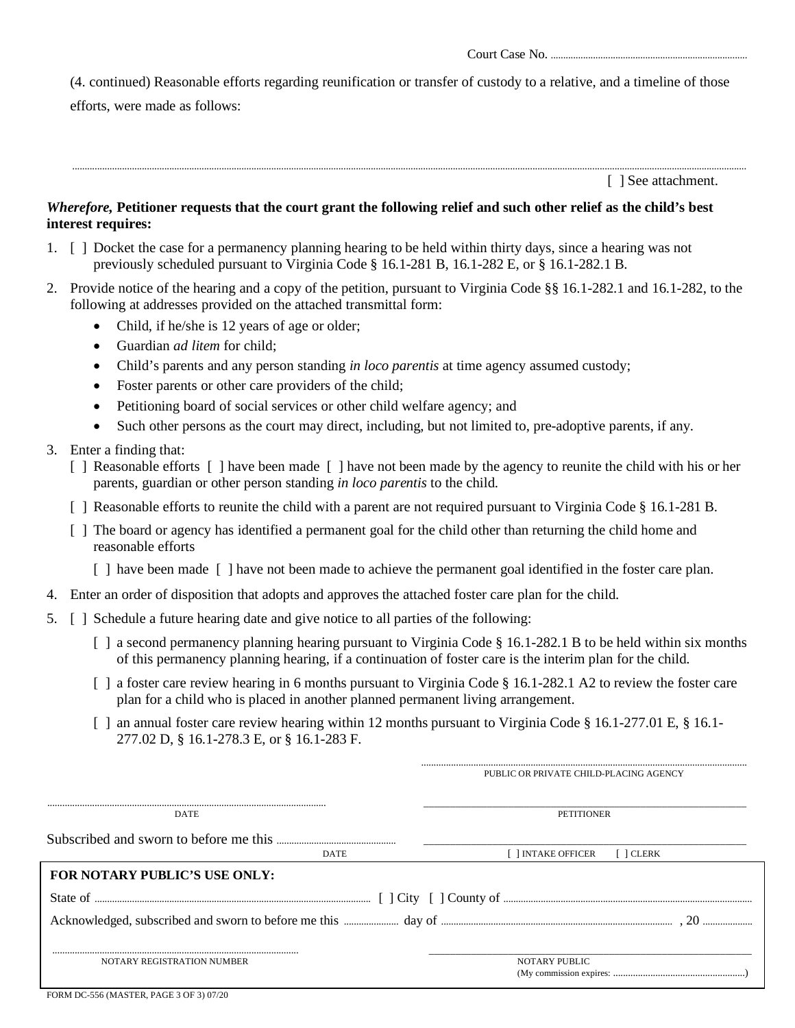Court Case No. ..............................................................................

(4. continued) Reasonable efforts regarding reunification or transfer of custody to a relative, and a timeline of those efforts, were made as follows:

..........................................................................................................................................................................................................................

[ ] See attachment.

***Wherefore,* Petitioner requests that the court grant the following relief and such other relief as the child's best interest requires:**

1. [ ] Docket the case for a permanency planning hearing to be held within thirty days, since a hearing was not previously scheduled pursuant to Virginia Code § 16.1-281 B, 16.1-282 E, or § 16.1-282.1 B.
2. Provide notice of the hearing and a copy of the petition, pursuant to Virginia Code §§ 16.1-282.1 and 16.1-282, to the following at addresses provided on the attached transmittal form:
   - Child, if he/she is 12 years of age or older;
   - Guardian *ad litem* for child;
   - Child's parents and any person standing *in loco parentis* at time agency assumed custody;
   - Foster parents or other care providers of the child;
   - Petitioning board of social services or other child welfare agency; and
   - Such other persons as the court may direct, including, but not limited to, pre-adoptive parents, if any.
3. Enter a finding that:
   - [ ] Reasonable efforts [ ] have been made [ ] have not been made by the agency to reunite the child with his or her parents, guardian or other person standing *in loco parentis* to the child.
   - [ ] Reasonable efforts to reunite the child with a parent are not required pursuant to Virginia Code § 16.1-281 B.
   - [ ] The board or agency has identified a permanent goal for the child other than returning the child home and reasonable efforts
     - [ ] have been made [ ] have not been made to achieve the permanent goal identified in the foster care plan.
4. Enter an order of disposition that adopts and approves the attached foster care plan for the child.
5. [ ] Schedule a future hearing date and give notice to all parties of the following:
   - [ ] a second permanency planning hearing pursuant to Virginia Code § 16.1-282.1 B to be held within six months of this permanency planning hearing, if a continuation of foster care is the interim plan for the child.
   - [ ] a foster care review hearing in 6 months pursuant to Virginia Code § 16.1-282.1 A2 to review the foster care plan for a child who is placed in another planned permanent living arrangement.
   - [ ] an annual foster care review hearing within 12 months pursuant to Virginia Code § 16.1-277.01 E, § 16.1-277.02 D, § 16.1-278.3 E, or § 16.1-283 F.

..................................................................................................................
PUBLIC OR PRIVATE CHILD-PLACING AGENCY

.................................................................................................................
DATE

________________________________________________
PETITIONER

Subscribed and sworn to before me this ................................................
DATE

________________________________________________
[ ] INTAKE OFFICER [ ] CLERK

**FOR NOTARY PUBLIC'S USE ONLY:**

State of ............................................................................................................ [ ] City [ ] County of ...................................................................................................

Acknowledged, subscribed and sworn to before me this ..................... day of ............................................................................................. , 20 ....................

.................................................................................................
NOTARY REGISTRATION NUMBER

________________________________________________
NOTARY PUBLIC
(My commission expires: .....................................................)

FORM DC-556 (MASTER, PAGE 3 OF 3) 07/20